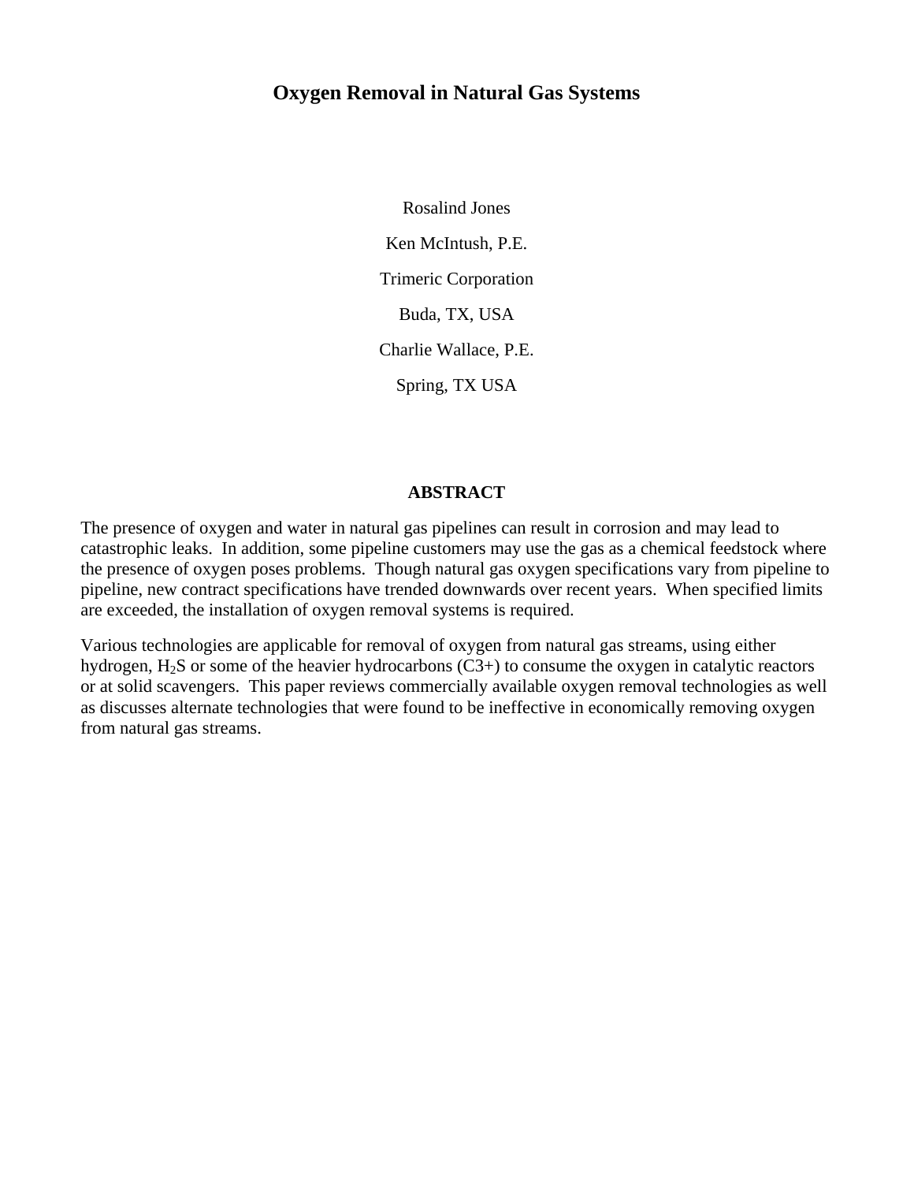# Oxygen Removal in Natural Gas Systems

Rosalind Jones

Ken McIntush, P.E.

Trimeric Corporation

Buda, TX, USA

Charlie Wallace, P.E.

Spring, TX USA

## ABSTRACT

The presence of oxygen and water in natural gas pipelines can result in corrosion and may lead to catastrophic leaks. In addition, some pipeline customers may use the gas as a chemical feedstock where the presence of oxygen poses problems. Though natural gas oxygen specifications vary from pipeline to pipeline, new contract specifications have trended downwards over recent years. When specified limits are exceeded, the installation of oxygen removal systems is required.

Various technologies are applicable for removal of oxygen from natural gas streams, using either hydrogen, $H_2S$ or some of the heavier hydrocarbons (C3+) to consume the oxygen in catalytic reactors or at solid scavengers. This paper reviews commercially available oxygen removal technologies as well as discusses alternate technologies that were found to be ineffective in economically removing oxygen from natural gas streams.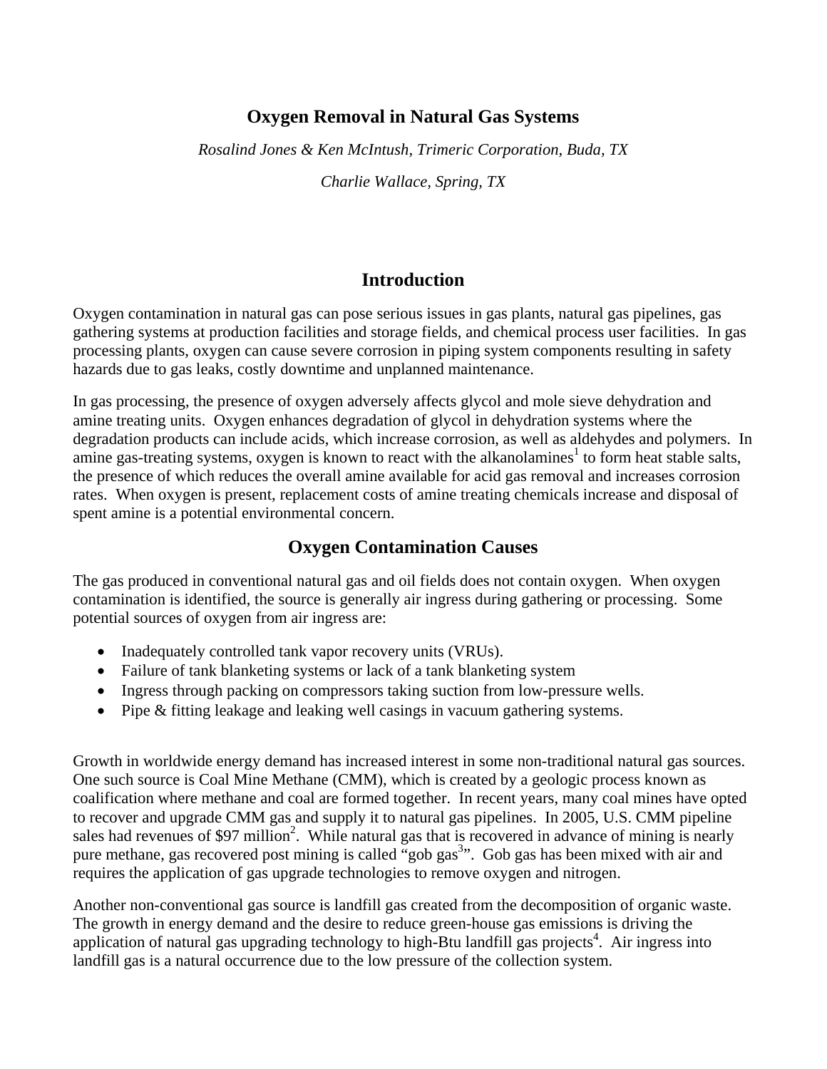# Oxygen Removal in Natural Gas Systems

*Rosalind Jones & Ken McIntush, Trimeric Corporation, Buda, TX*

*Charlie Wallace, Spring, TX*

## Introduction

Oxygen contamination in natural gas can pose serious issues in gas plants, natural gas pipelines, gas gathering systems at production facilities and storage fields, and chemical process user facilities. In gas processing plants, oxygen can cause severe corrosion in piping system components resulting in safety hazards due to gas leaks, costly downtime and unplanned maintenance.

In gas processing, the presence of oxygen adversely affects glycol and mole sieve dehydration and amine treating units. Oxygen enhances degradation of glycol in dehydration systems where the degradation products can include acids, which increase corrosion, as well as aldehydes and polymers. In amine gas-treating systems, oxygen is known to react with the alkanolamines[1] to form heat stable salts, the presence of which reduces the overall amine available for acid gas removal and increases corrosion rates. When oxygen is present, replacement costs of amine treating chemicals increase and disposal of spent amine is a potential environmental concern.

## Oxygen Contamination Causes

The gas produced in conventional natural gas and oil fields does not contain oxygen. When oxygen contamination is identified, the source is generally air ingress during gathering or processing. Some potential sources of oxygen from air ingress are:

- Inadequately controlled tank vapor recovery units (VRUs).
- Failure of tank blanketing systems or lack of a tank blanketing system
- Ingress through packing on compressors taking suction from low-pressure wells.
- Pipe & fitting leakage and leaking well casings in vacuum gathering systems.

Growth in worldwide energy demand has increased interest in some non-traditional natural gas sources. One such source is Coal Mine Methane (CMM), which is created by a geologic process known as coalification where methane and coal are formed together. In recent years, many coal mines have opted to recover and upgrade CMM gas and supply it to natural gas pipelines. In 2005, U.S. CMM pipeline sales had revenues of $97 million[2]. While natural gas that is recovered in advance of mining is nearly pure methane, gas recovered post mining is called "gob gas[3]". Gob gas has been mixed with air and requires the application of gas upgrade technologies to remove oxygen and nitrogen.

Another non-conventional gas source is landfill gas created from the decomposition of organic waste. The growth in energy demand and the desire to reduce green-house gas emissions is driving the application of natural gas upgrading technology to high-Btu landfill gas projects[4]. Air ingress into landfill gas is a natural occurrence due to the low pressure of the collection system.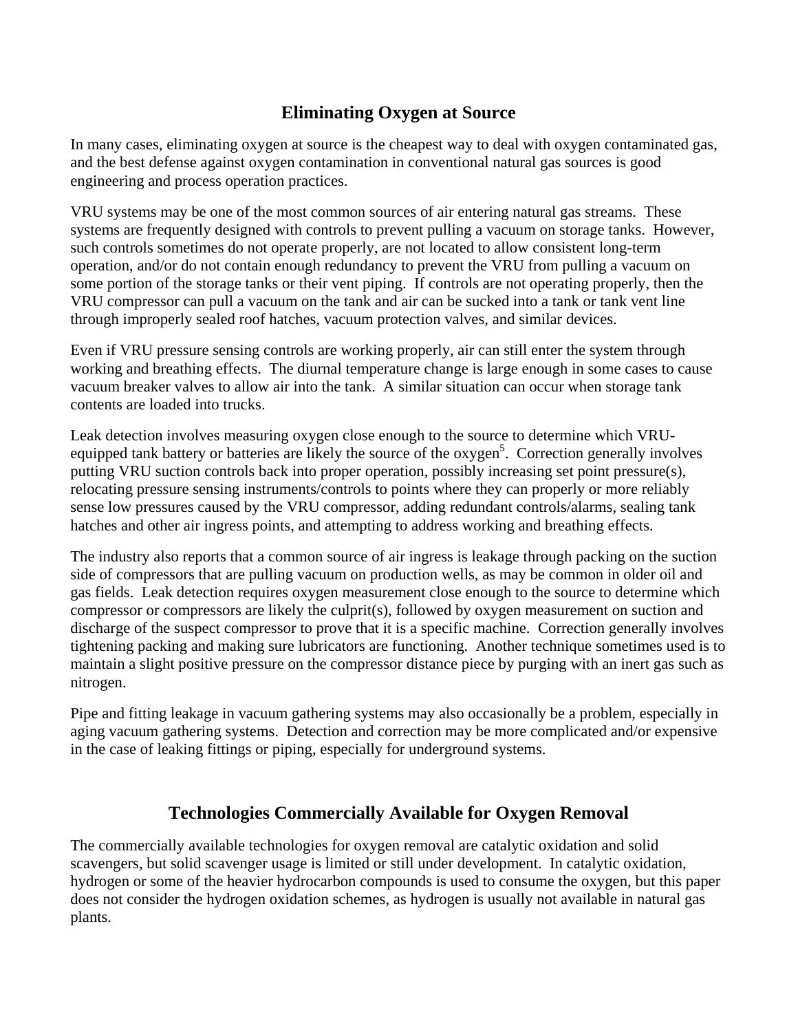## Eliminating Oxygen at Source

In many cases, eliminating oxygen at source is the cheapest way to deal with oxygen contaminated gas, and the best defense against oxygen contamination in conventional natural gas sources is good engineering and process operation practices.

VRU systems may be one of the most common sources of air entering natural gas streams. These systems are frequently designed with controls to prevent pulling a vacuum on storage tanks. However, such controls sometimes do not operate properly, are not located to allow consistent long-term operation, and/or do not contain enough redundancy to prevent the VRU from pulling a vacuum on some portion of the storage tanks or their vent piping. If controls are not operating properly, then the VRU compressor can pull a vacuum on the tank and air can be sucked into a tank or tank vent line through improperly sealed roof hatches, vacuum protection valves, and similar devices.

Even if VRU pressure sensing controls are working properly, air can still enter the system through working and breathing effects. The diurnal temperature change is large enough in some cases to cause vacuum breaker valves to allow air into the tank. A similar situation can occur when storage tank contents are loaded into trucks.

Leak detection involves measuring oxygen close enough to the source to determine which VRU-equipped tank battery or batteries are likely the source of the oxygen[5]. Correction generally involves putting VRU suction controls back into proper operation, possibly increasing set point pressure(s), relocating pressure sensing instruments/controls to points where they can properly or more reliably sense low pressures caused by the VRU compressor, adding redundant controls/alarms, sealing tank hatches and other air ingress points, and attempting to address working and breathing effects.

The industry also reports that a common source of air ingress is leakage through packing on the suction side of compressors that are pulling vacuum on production wells, as may be common in older oil and gas fields. Leak detection requires oxygen measurement close enough to the source to determine which compressor or compressors are likely the culprit(s), followed by oxygen measurement on suction and discharge of the suspect compressor to prove that it is a specific machine. Correction generally involves tightening packing and making sure lubricators are functioning. Another technique sometimes used is to maintain a slight positive pressure on the compressor distance piece by purging with an inert gas such as nitrogen.

Pipe and fitting leakage in vacuum gathering systems may also occasionally be a problem, especially in aging vacuum gathering systems. Detection and correction may be more complicated and/or expensive in the case of leaking fittings or piping, especially for underground systems.

## Technologies Commercially Available for Oxygen Removal

The commercially available technologies for oxygen removal are catalytic oxidation and solid scavengers, but solid scavenger usage is limited or still under development. In catalytic oxidation, hydrogen or some of the heavier hydrocarbon compounds is used to consume the oxygen, but this paper does not consider the hydrogen oxidation schemes, as hydrogen is usually not available in natural gas plants.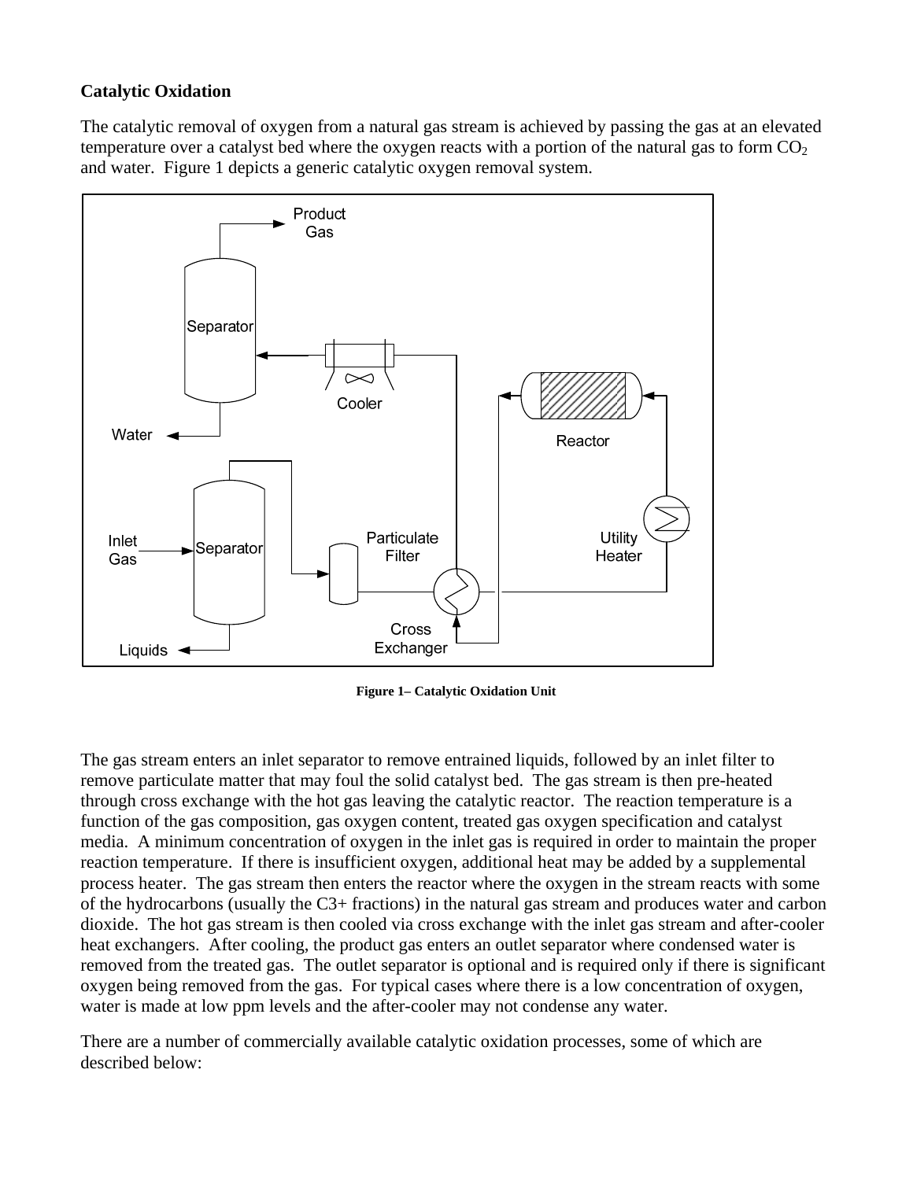**Catalytic Oxidation**

The catalytic removal of oxygen from a natural gas stream is achieved by passing the gas at an elevated temperature over a catalyst bed where the oxygen reacts with a portion of the natural gas to form $CO_2$ and water. Figure 1 depicts a generic catalytic oxygen removal system.

**Figure 1– Catalytic Oxidation Unit**

The gas stream enters an inlet separator to remove entrained liquids, followed by an inlet filter to remove particulate matter that may foul the solid catalyst bed. The gas stream is then pre-heated through cross exchange with the hot gas leaving the catalytic reactor. The reaction temperature is a function of the gas composition, gas oxygen content, treated gas oxygen specification and catalyst media. A minimum concentration of oxygen in the inlet gas is required in order to maintain the proper reaction temperature. If there is insufficient oxygen, additional heat may be added by a supplemental process heater. The gas stream then enters the reactor where the oxygen in the stream reacts with some of the hydrocarbons (usually the C3+ fractions) in the natural gas stream and produces water and carbon dioxide. The hot gas stream is then cooled via cross exchange with the inlet gas stream and after-cooler heat exchangers. After cooling, the product gas enters an outlet separator where condensed water is removed from the treated gas. The outlet separator is optional and is required only if there is significant oxygen being removed from the gas. For typical cases where there is a low concentration of oxygen, water is made at low ppm levels and the after-cooler may not condense any water.

There are a number of commercially available catalytic oxidation processes, some of which are described below: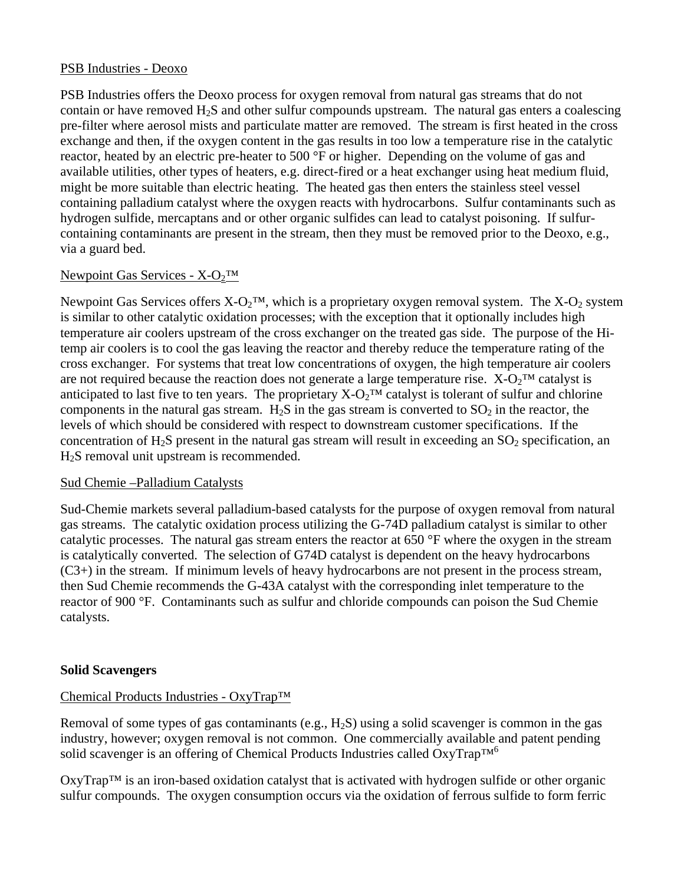PSB Industries - Deoxo

PSB Industries offers the Deoxo process for oxygen removal from natural gas streams that do not contain or have removed $H_2S$ and other sulfur compounds upstream. The natural gas enters a coalescing pre-filter where aerosol mists and particulate matter are removed. The stream is first heated in the cross exchange and then, if the oxygen content in the gas results in too low a temperature rise in the catalytic reactor, heated by an electric pre-heater to 500 °F or higher. Depending on the volume of gas and available utilities, other types of heaters, e.g. direct-fired or a heat exchanger using heat medium fluid, might be more suitable than electric heating. The heated gas then enters the stainless steel vessel containing palladium catalyst where the oxygen reacts with hydrocarbons. Sulfur contaminants such as hydrogen sulfide, mercaptans and or other organic sulfides can lead to catalyst poisoning. If sulfur-containing contaminants are present in the stream, then they must be removed prior to the Deoxo, e.g., via a guard bed.

Newpoint Gas Services - X-$O_2$™

Newpoint Gas Services offers X-$O_2$™, which is a proprietary oxygen removal system. The X-$O_2$ system is similar to other catalytic oxidation processes; with the exception that it optionally includes high temperature air coolers upstream of the cross exchanger on the treated gas side. The purpose of the Hi-temp air coolers is to cool the gas leaving the reactor and thereby reduce the temperature rating of the cross exchanger. For systems that treat low concentrations of oxygen, the high temperature air coolers are not required because the reaction does not generate a large temperature rise. X-$O_2$™ catalyst is anticipated to last five to ten years. The proprietary X-$O_2$™ catalyst is tolerant of sulfur and chlorine components in the natural gas stream. $H_2S$ in the gas stream is converted to $SO_2$ in the reactor, the levels of which should be considered with respect to downstream customer specifications. If the concentration of $H_2S$ present in the natural gas stream will result in exceeding an $SO_2$ specification, an $H_2S$ removal unit upstream is recommended.

Sud Chemie –Palladium Catalysts

Sud-Chemie markets several palladium-based catalysts for the purpose of oxygen removal from natural gas streams. The catalytic oxidation process utilizing the G-74D palladium catalyst is similar to other catalytic processes. The natural gas stream enters the reactor at 650 °F where the oxygen in the stream is catalytically converted. The selection of G74D catalyst is dependent on the heavy hydrocarbons (C3+) in the stream. If minimum levels of heavy hydrocarbons are not present in the process stream, then Sud Chemie recommends the G-43A catalyst with the corresponding inlet temperature to the reactor of 900 °F. Contaminants such as sulfur and chloride compounds can poison the Sud Chemie catalysts.

**Solid Scavengers**

Chemical Products Industries - OxyTrap™

Removal of some types of gas contaminants (e.g., $H_2S$) using a solid scavenger is common in the gas industry, however; oxygen removal is not common. One commercially available and patent pending solid scavenger is an offering of Chemical Products Industries called OxyTrap™[6]

OxyTrap™ is an iron-based oxidation catalyst that is activated with hydrogen sulfide or other organic sulfur compounds. The oxygen consumption occurs via the oxidation of ferrous sulfide to form ferric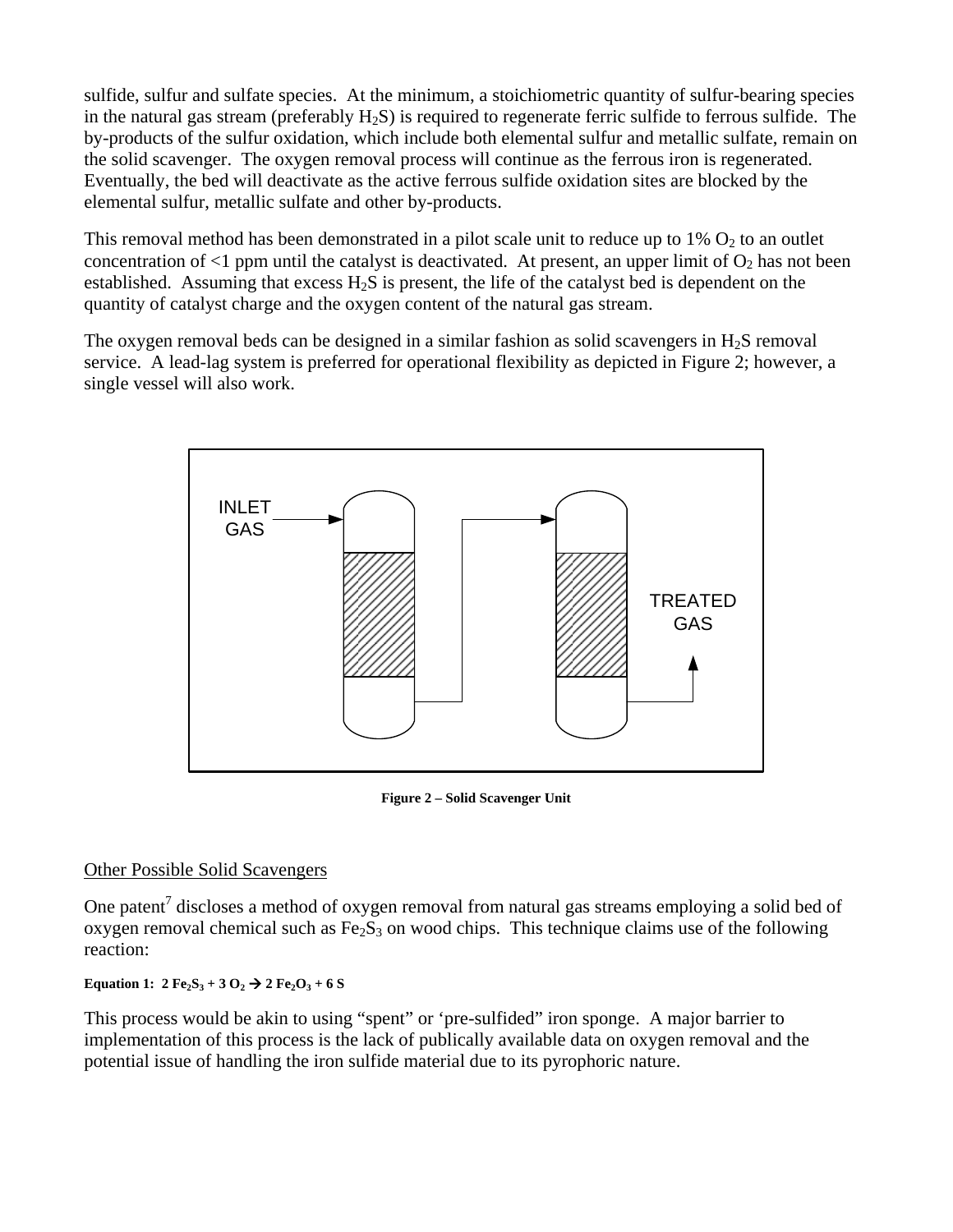sulfide, sulfur and sulfate species. At the minimum, a stoichiometric quantity of sulfur-bearing species in the natural gas stream (preferably $H_2S$) is required to regenerate ferric sulfide to ferrous sulfide. The by-products of the sulfur oxidation, which include both elemental sulfur and metallic sulfate, remain on the solid scavenger. The oxygen removal process will continue as the ferrous iron is regenerated. Eventually, the bed will deactivate as the active ferrous sulfide oxidation sites are blocked by the elemental sulfur, metallic sulfate and other by-products.

This removal method has been demonstrated in a pilot scale unit to reduce up to 1% $O_2$ to an outlet concentration of <1 ppm until the catalyst is deactivated. At present, an upper limit of $O_2$ has not been established. Assuming that excess $H_2S$ is present, the life of the catalyst bed is dependent on the quantity of catalyst charge and the oxygen content of the natural gas stream.

The oxygen removal beds can be designed in a similar fashion as solid scavengers in $H_2S$ removal service. A lead-lag system is preferred for operational flexibility as depicted in Figure 2; however, a single vessel will also work.

INLET GAS

TREATED GAS

**Figure 2 – Solid Scavenger Unit**

<u>Other Possible Solid Scavengers</u>

One patent[7] discloses a method of oxygen removal from natural gas streams employing a solid bed of oxygen removal chemical such as $Fe_2S_3$ on wood chips. This technique claims use of the following reaction:

**Equation 1:** $2\,Fe_2S_3 + 3\,O_2 \rightarrow 2\,Fe_2O_3 + 6\,S$

This process would be akin to using "spent" or 'pre-sulfided" iron sponge. A major barrier to implementation of this process is the lack of publically available data on oxygen removal and the potential issue of handling the iron sulfide material due to its pyrophoric nature.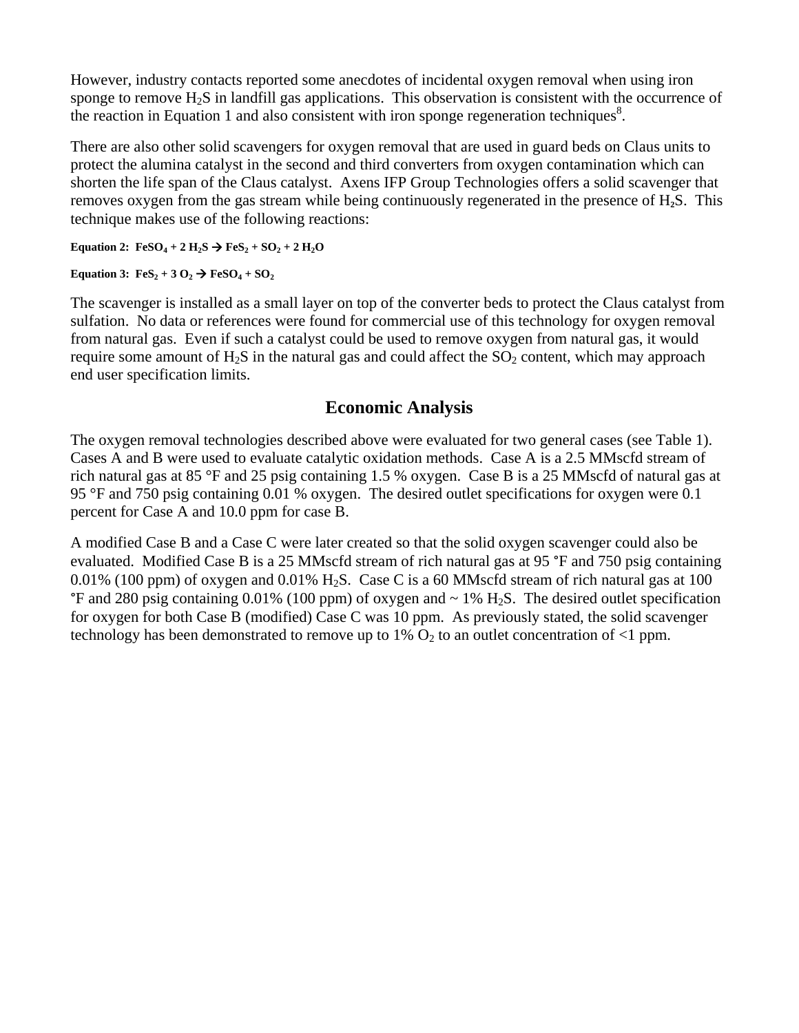However, industry contacts reported some anecdotes of incidental oxygen removal when using iron sponge to remove $H_2S$ in landfill gas applications. This observation is consistent with the occurrence of the reaction in Equation 1 and also consistent with iron sponge regeneration techniques[8].

There are also other solid scavengers for oxygen removal that are used in guard beds on Claus units to protect the alumina catalyst in the second and third converters from oxygen contamination which can shorten the life span of the Claus catalyst. Axens IFP Group Technologies offers a solid scavenger that removes oxygen from the gas stream while being continuously regenerated in the presence of $H_2S$. This technique makes use of the following reactions:

**Equation 2:** $FeSO_4 + 2\ H_2S \rightarrow FeS_2 + SO_2 + 2\ H_2O$

**Equation 3:** $FeS_2 + 3\ O_2 \rightarrow FeSO_4 + SO_2$

The scavenger is installed as a small layer on top of the converter beds to protect the Claus catalyst from sulfation. No data or references were found for commercial use of this technology for oxygen removal from natural gas. Even if such a catalyst could be used to remove oxygen from natural gas, it would require some amount of $H_2S$ in the natural gas and could affect the $SO_2$ content, which may approach end user specification limits.

## Economic Analysis

The oxygen removal technologies described above were evaluated for two general cases (see Table 1). Cases A and B were used to evaluate catalytic oxidation methods. Case A is a 2.5 MMscfd stream of rich natural gas at 85 °F and 25 psig containing 1.5 % oxygen. Case B is a 25 MMscfd of natural gas at 95 °F and 750 psig containing 0.01 % oxygen. The desired outlet specifications for oxygen were 0.1 percent for Case A and 10.0 ppm for case B.

A modified Case B and a Case C were later created so that the solid oxygen scavenger could also be evaluated. Modified Case B is a 25 MMscfd stream of rich natural gas at 95 °F and 750 psig containing 0.01% (100 ppm) of oxygen and 0.01% $H_2S$. Case C is a 60 MMscfd stream of rich natural gas at 100 °F and 280 psig containing 0.01% (100 ppm) of oxygen and ~ 1% $H_2S$. The desired outlet specification for oxygen for both Case B (modified) Case C was 10 ppm. As previously stated, the solid scavenger technology has been demonstrated to remove up to 1% $O_2$ to an outlet concentration of <1 ppm.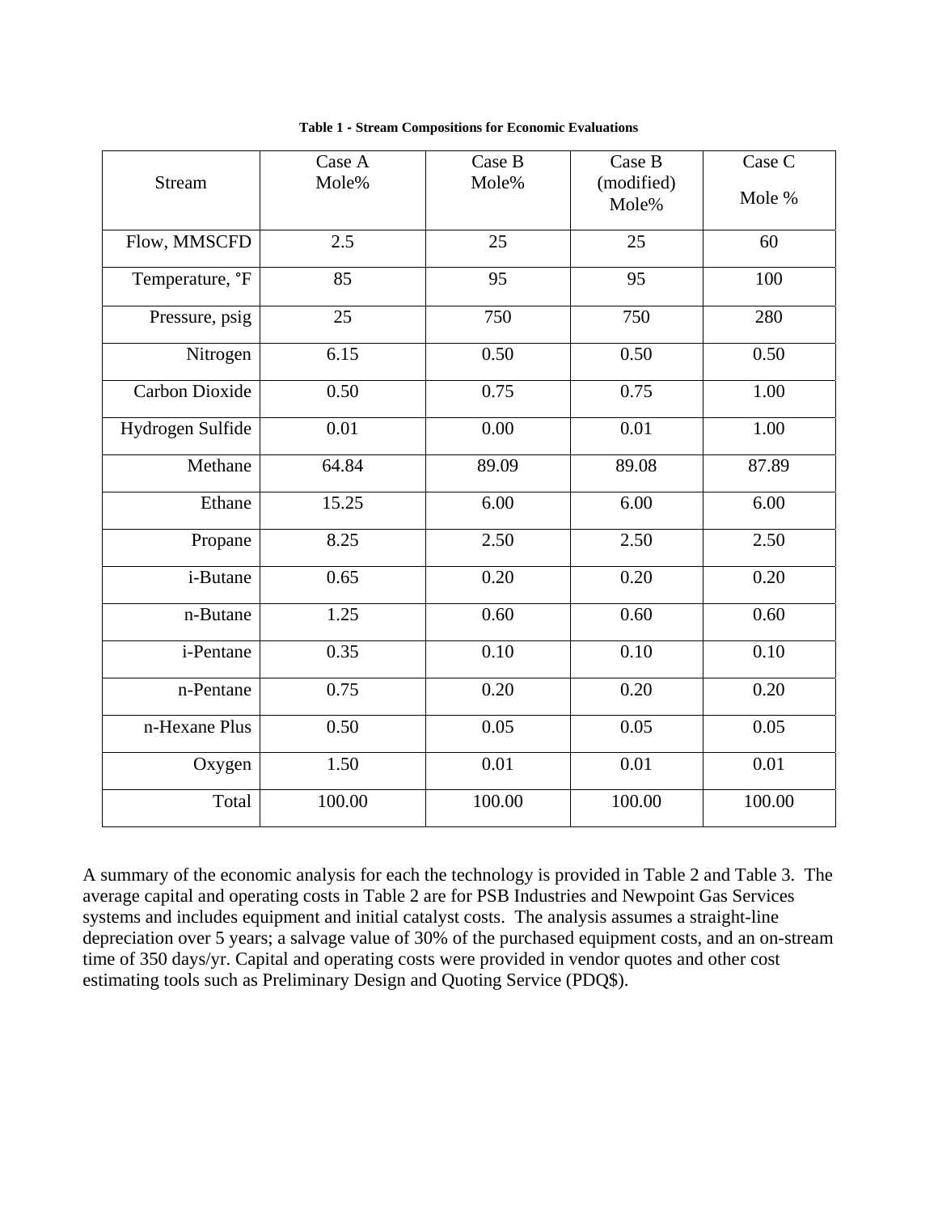**Table 1 - Stream Compositions for Economic Evaluations**

| Stream | Case A Mole% | Case B Mole% | Case B (modified) Mole% | Case C Mole % |
|---|---|---|---|---|
| Flow, MMSCFD | 2.5 | 25 | 25 | 60 |
| Temperature, °F | 85 | 95 | 95 | 100 |
| Pressure, psig | 25 | 750 | 750 | 280 |
| Nitrogen | 6.15 | 0.50 | 0.50 | 0.50 |
| Carbon Dioxide | 0.50 | 0.75 | 0.75 | 1.00 |
| Hydrogen Sulfide | 0.01 | 0.00 | 0.01 | 1.00 |
| Methane | 64.84 | 89.09 | 89.08 | 87.89 |
| Ethane | 15.25 | 6.00 | 6.00 | 6.00 |
| Propane | 8.25 | 2.50 | 2.50 | 2.50 |
| i-Butane | 0.65 | 0.20 | 0.20 | 0.20 |
| n-Butane | 1.25 | 0.60 | 0.60 | 0.60 |
| i-Pentane | 0.35 | 0.10 | 0.10 | 0.10 |
| n-Pentane | 0.75 | 0.20 | 0.20 | 0.20 |
| n-Hexane Plus | 0.50 | 0.05 | 0.05 | 0.05 |
| Oxygen | 1.50 | 0.01 | 0.01 | 0.01 |
| Total | 100.00 | 100.00 | 100.00 | 100.00 |

A summary of the economic analysis for each the technology is provided in Table 2 and Table 3. The average capital and operating costs in Table 2 are for PSB Industries and Newpoint Gas Services systems and includes equipment and initial catalyst costs. The analysis assumes a straight-line depreciation over 5 years; a salvage value of 30% of the purchased equipment costs, and an on-stream time of 350 days/yr. Capital and operating costs were provided in vendor quotes and other cost estimating tools such as Preliminary Design and Quoting Service (PDQ$).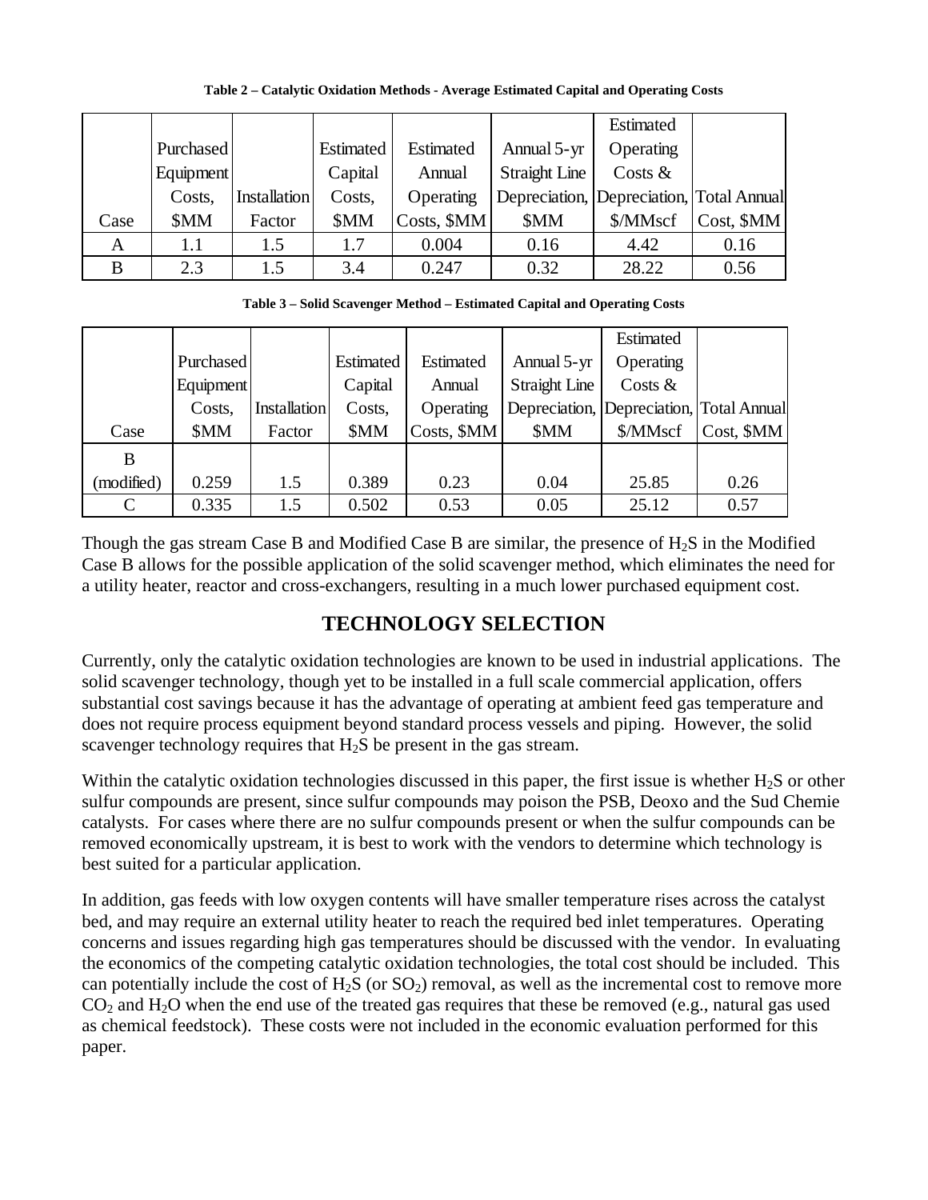**Table 2 – Catalytic Oxidation Methods - Average Estimated Capital and Operating Costs**

| Case | Purchased Equipment Costs, $MM | Installation Factor | Estimated Capital Costs, $MM | Estimated Annual Operating Costs, $MM | Annual 5-yr Straight Line Depreciation, $MM | Estimated Operating Costs & Depreciation, $/MMscf | Total Annual Cost, $MM |
|---|---|---|---|---|---|---|---|
| A | 1.1 | 1.5 | 1.7 | 0.004 | 0.16 | 4.42 | 0.16 |
| B | 2.3 | 1.5 | 3.4 | 0.247 | 0.32 | 28.22 | 0.56 |

**Table 3 – Solid Scavenger Method – Estimated Capital and Operating Costs**

| Case | Purchased Equipment Costs, $MM | Installation Factor | Estimated Capital Costs, $MM | Estimated Annual Operating Costs, $MM | Annual 5-yr Straight Line Depreciation, $MM | Estimated Operating Costs & Depreciation, $/MMscf | Total Annual Cost, $MM |
|---|---|---|---|---|---|---|---|
| B (modified) | 0.259 | 1.5 | 0.389 | 0.23 | 0.04 | 25.85 | 0.26 |
| C | 0.335 | 1.5 | 0.502 | 0.53 | 0.05 | 25.12 | 0.57 |

Though the gas stream Case B and Modified Case B are similar, the presence of $H_2S$ in the Modified Case B allows for the possible application of the solid scavenger method, which eliminates the need for a utility heater, reactor and cross-exchangers, resulting in a much lower purchased equipment cost.

## TECHNOLOGY SELECTION

Currently, only the catalytic oxidation technologies are known to be used in industrial applications. The solid scavenger technology, though yet to be installed in a full scale commercial application, offers substantial cost savings because it has the advantage of operating at ambient feed gas temperature and does not require process equipment beyond standard process vessels and piping. However, the solid scavenger technology requires that $H_2S$ be present in the gas stream.

Within the catalytic oxidation technologies discussed in this paper, the first issue is whether $H_2S$ or other sulfur compounds are present, since sulfur compounds may poison the PSB, Deoxo and the Sud Chemie catalysts. For cases where there are no sulfur compounds present or when the sulfur compounds can be removed economically upstream, it is best to work with the vendors to determine which technology is best suited for a particular application.

In addition, gas feeds with low oxygen contents will have smaller temperature rises across the catalyst bed, and may require an external utility heater to reach the required bed inlet temperatures. Operating concerns and issues regarding high gas temperatures should be discussed with the vendor. In evaluating the economics of the competing catalytic oxidation technologies, the total cost should be included. This can potentially include the cost of $H_2S$ (or $SO_2$) removal, as well as the incremental cost to remove more $CO_2$ and $H_2O$ when the end use of the treated gas requires that these be removed (e.g., natural gas used as chemical feedstock). These costs were not included in the economic evaluation performed for this paper.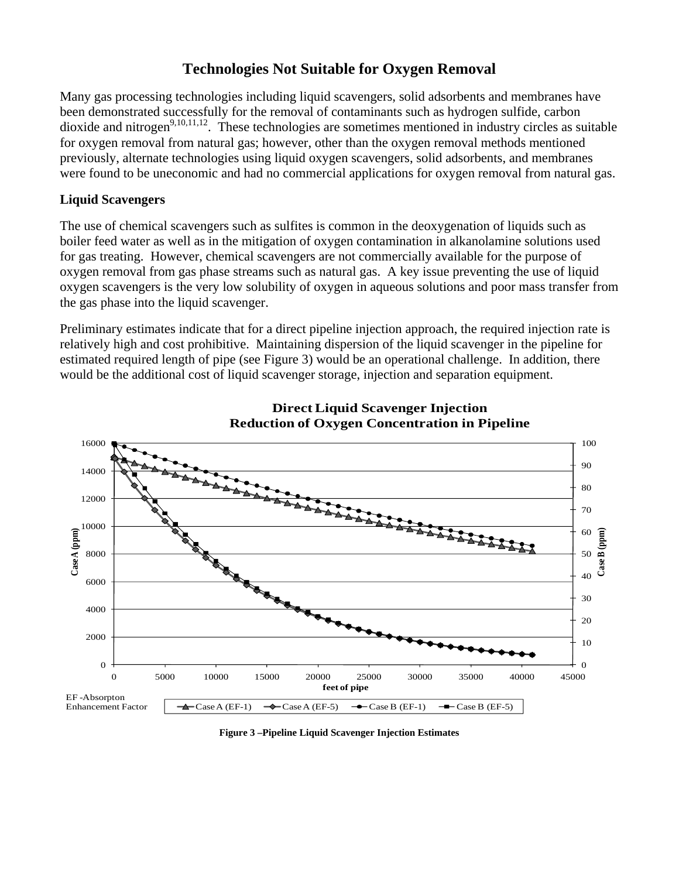## Technologies Not Suitable for Oxygen Removal

Many gas processing technologies including liquid scavengers, solid adsorbents and membranes have been demonstrated successfully for the removal of contaminants such as hydrogen sulfide, carbon dioxide and nitrogen[9,10,11,12]. These technologies are sometimes mentioned in industry circles as suitable for oxygen removal from natural gas; however, other than the oxygen removal methods mentioned previously, alternate technologies using liquid oxygen scavengers, solid adsorbents, and membranes were found to be uneconomic and had no commercial applications for oxygen removal from natural gas.

**Liquid Scavengers**

The use of chemical scavengers such as sulfites is common in the deoxygenation of liquids such as boiler feed water as well as in the mitigation of oxygen contamination in alkanolamine solutions used for gas treating. However, chemical scavengers are not commercially available for the purpose of oxygen removal from gas phase streams such as natural gas. A key issue preventing the use of liquid oxygen scavengers is the very low solubility of oxygen in aqueous solutions and poor mass transfer from the gas phase into the liquid scavenger.

Preliminary estimates indicate that for a direct pipeline injection approach, the required injection rate is relatively high and cost prohibitive. Maintaining dispersion of the liquid scavenger in the pipeline for estimated required length of pipe (see Figure 3) would be an operational challenge. In addition, there would be the additional cost of liquid scavenger storage, injection and separation equipment.

**Figure 3 –Pipeline Liquid Scavenger Injection Estimates**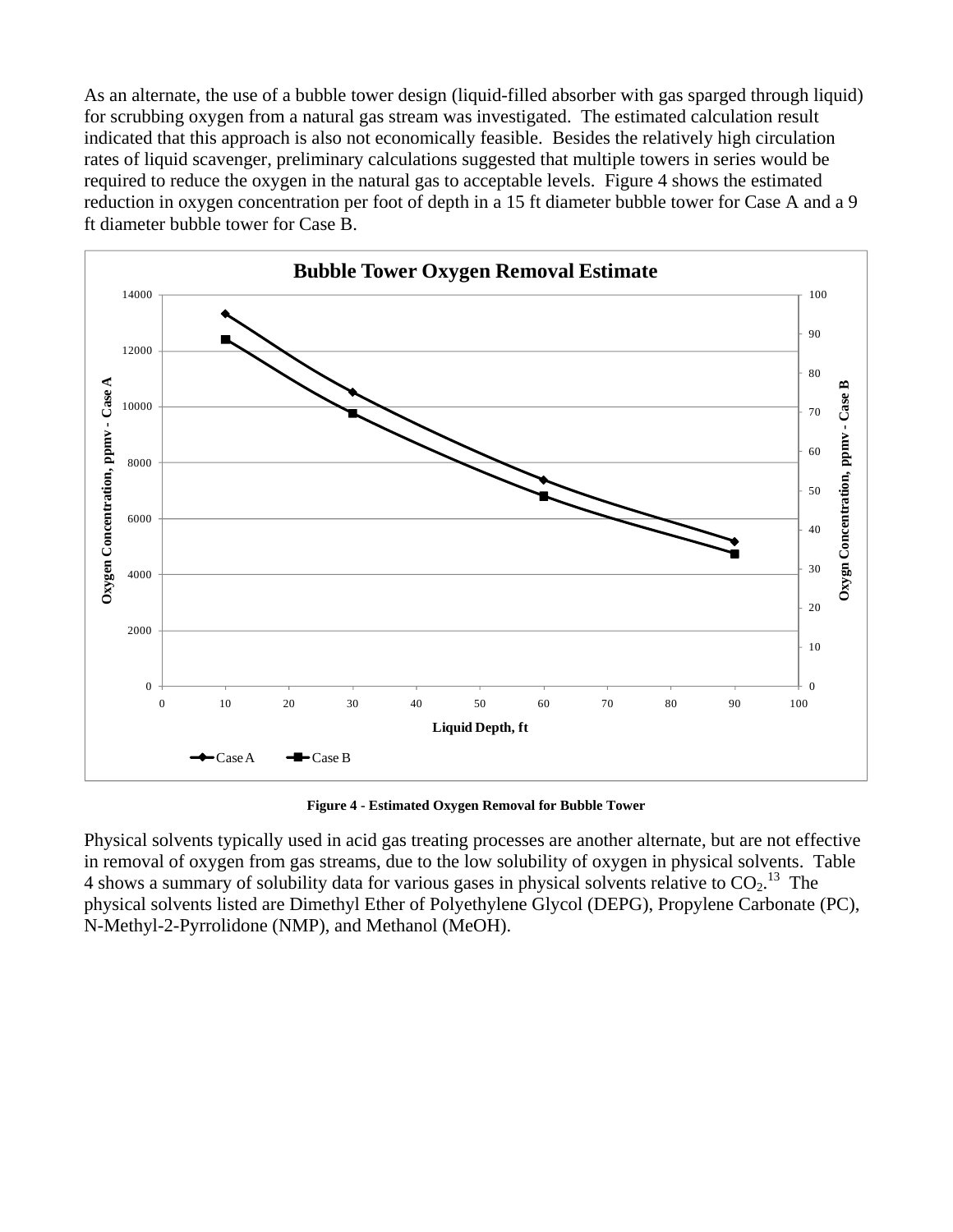As an alternate, the use of a bubble tower design (liquid-filled absorber with gas sparged through liquid) for scrubbing oxygen from a natural gas stream was investigated. The estimated calculation result indicated that this approach is also not economically feasible. Besides the relatively high circulation rates of liquid scavenger, preliminary calculations suggested that multiple towers in series would be required to reduce the oxygen in the natural gas to acceptable levels. Figure 4 shows the estimated reduction in oxygen concentration per foot of depth in a 15 ft diameter bubble tower for Case A and a 9 ft diameter bubble tower for Case B.

**Figure 4 - Estimated Oxygen Removal for Bubble Tower**

Physical solvents typically used in acid gas treating processes are another alternate, but are not effective in removal of oxygen from gas streams, due to the low solubility of oxygen in physical solvents. Table 4 shows a summary of solubility data for various gases in physical solvents relative to $CO_2$.[13] The physical solvents listed are Dimethyl Ether of Polyethylene Glycol (DEPG), Propylene Carbonate (PC), N-Methyl-2-Pyrrolidone (NMP), and Methanol (MeOH).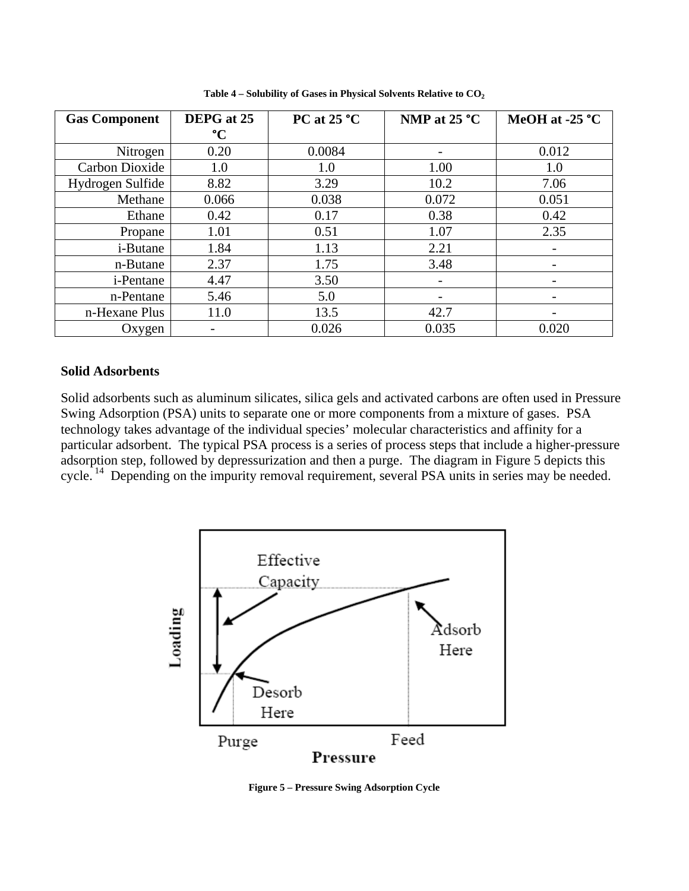**Table 4 – Solubility of Gases in Physical Solvents Relative to $CO_2$**

| Gas Component | DEPG at 25 °C | PC at 25 °C | NMP at 25 °C | MeOH at -25 °C |
|---|---|---|---|---|
| Nitrogen | 0.20 | 0.0084 | - | 0.012 |
| Carbon Dioxide | 1.0 | 1.0 | 1.00 | 1.0 |
| Hydrogen Sulfide | 8.82 | 3.29 | 10.2 | 7.06 |
| Methane | 0.066 | 0.038 | 0.072 | 0.051 |
| Ethane | 0.42 | 0.17 | 0.38 | 0.42 |
| Propane | 1.01 | 0.51 | 1.07 | 2.35 |
| i-Butane | 1.84 | 1.13 | 2.21 | - |
| n-Butane | 2.37 | 1.75 | 3.48 | - |
| i-Pentane | 4.47 | 3.50 | - | - |
| n-Pentane | 5.46 | 5.0 | - | - |
| n-Hexane Plus | 11.0 | 13.5 | 42.7 | - |
| Oxygen | - | 0.026 | 0.035 | 0.020 |

**Solid Adsorbents**

Solid adsorbents such as aluminum silicates, silica gels and activated carbons are often used in Pressure Swing Adsorption (PSA) units to separate one or more components from a mixture of gases. PSA technology takes advantage of the individual species' molecular characteristics and affinity for a particular adsorbent. The typical PSA process is a series of process steps that include a higher-pressure adsorption step, followed by depressurization and then a purge. The diagram in Figure 5 depicts this cycle.[14] Depending on the impurity removal requirement, several PSA units in series may be needed.

**Figure 5 – Pressure Swing Adsorption Cycle**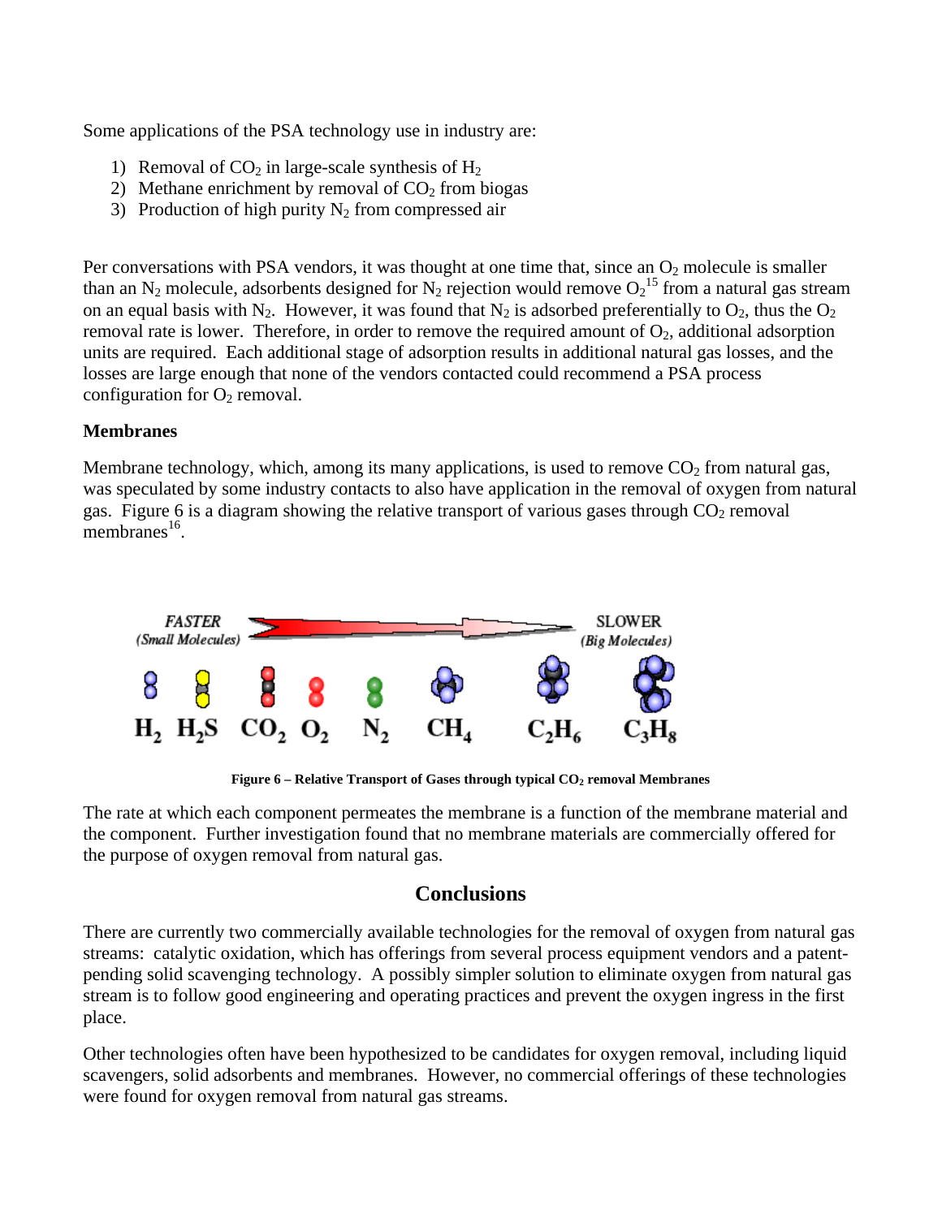Some applications of the PSA technology use in industry are:

1) Removal of $CO_2$ in large-scale synthesis of $H_2$
2) Methane enrichment by removal of $CO_2$ from biogas
3) Production of high purity $N_2$ from compressed air

Per conversations with PSA vendors, it was thought at one time that, since an $O_2$ molecule is smaller than an $N_2$ molecule, adsorbents designed for $N_2$ rejection would remove $O_2$[15] from a natural gas stream on an equal basis with $N_2$. However, it was found that $N_2$ is adsorbed preferentially to $O_2$, thus the $O_2$ removal rate is lower. Therefore, in order to remove the required amount of $O_2$, additional adsorption units are required. Each additional stage of adsorption results in additional natural gas losses, and the losses are large enough that none of the vendors contacted could recommend a PSA process configuration for $O_2$ removal.

**Membranes**

Membrane technology, which, among its many applications, is used to remove $CO_2$ from natural gas, was speculated by some industry contacts to also have application in the removal of oxygen from natural gas. Figure 6 is a diagram showing the relative transport of various gases through $CO_2$ removal membranes[16].

*FASTER (Small Molecules)* → *SLOWER (Big Molecules)*

$H_2$ $H_2S$ $CO_2$ $O_2$ $N_2$ $CH_4$ $C_2H_6$ $C_3H_8$

**Figure 6 – Relative Transport of Gases through typical $CO_2$ removal Membranes**

The rate at which each component permeates the membrane is a function of the membrane material and the component. Further investigation found that no membrane materials are commercially offered for the purpose of oxygen removal from natural gas.

## Conclusions

There are currently two commercially available technologies for the removal of oxygen from natural gas streams: catalytic oxidation, which has offerings from several process equipment vendors and a patent-pending solid scavenging technology. A possibly simpler solution to eliminate oxygen from natural gas stream is to follow good engineering and operating practices and prevent the oxygen ingress in the first place.

Other technologies often have been hypothesized to be candidates for oxygen removal, including liquid scavengers, solid adsorbents and membranes. However, no commercial offerings of these technologies were found for oxygen removal from natural gas streams.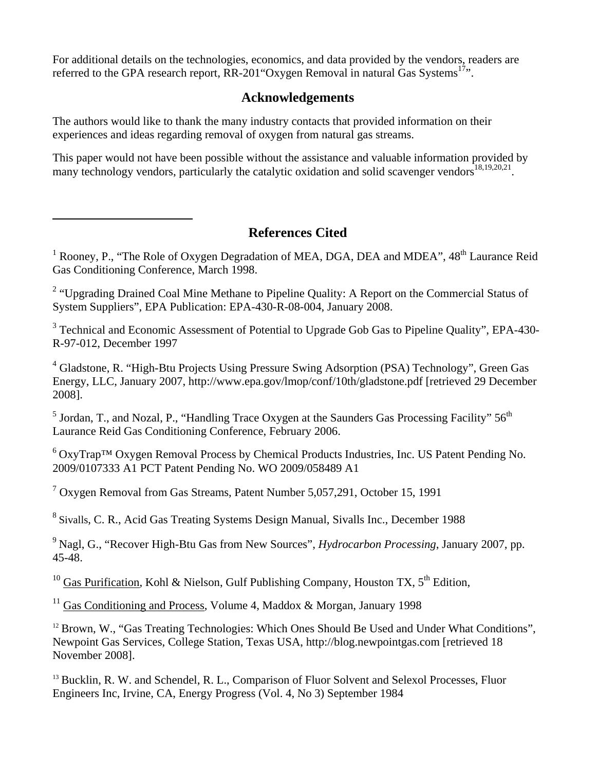For additional details on the technologies, economics, and data provided by the vendors, readers are referred to the GPA research report, RR-201"Oxygen Removal in natural Gas Systems[17]".

## Acknowledgements

The authors would like to thank the many industry contacts that provided information on their experiences and ideas regarding removal of oxygen from natural gas streams.

This paper would not have been possible without the assistance and valuable information provided by many technology vendors, particularly the catalytic oxidation and solid scavenger vendors[18,19,20,21].

---

## References Cited

[1] Rooney, P., "The Role of Oxygen Degradation of MEA, DGA, DEA and MDEA", 48th Laurance Reid Gas Conditioning Conference, March 1998.

[2] "Upgrading Drained Coal Mine Methane to Pipeline Quality: A Report on the Commercial Status of System Suppliers", EPA Publication: EPA-430-R-08-004, January 2008.

[3] Technical and Economic Assessment of Potential to Upgrade Gob Gas to Pipeline Quality", EPA-430-R-97-012, December 1997

[4] Gladstone, R. "High-Btu Projects Using Pressure Swing Adsorption (PSA) Technology", Green Gas Energy, LLC, January 2007, http://www.epa.gov/lmop/conf/10th/gladstone.pdf [retrieved 29 December 2008].

[5] Jordan, T., and Nozal, P., "Handling Trace Oxygen at the Saunders Gas Processing Facility" 56th Laurance Reid Gas Conditioning Conference, February 2006.

[6] OxyTrap™ Oxygen Removal Process by Chemical Products Industries, Inc. US Patent Pending No. 2009/0107333 A1 PCT Patent Pending No. WO 2009/058489 A1

[7] Oxygen Removal from Gas Streams, Patent Number 5,057,291, October 15, 1991

[8] Sivalls, C. R., Acid Gas Treating Systems Design Manual, Sivalls Inc., December 1988

[9] Nagl, G., "Recover High-Btu Gas from New Sources", *Hydrocarbon Processing*, January 2007, pp. 45-48.

[10] Gas Purification, Kohl & Nielson, Gulf Publishing Company, Houston TX, 5th Edition,

[11] Gas Conditioning and Process, Volume 4, Maddox & Morgan, January 1998

[12] Brown, W., "Gas Treating Technologies: Which Ones Should Be Used and Under What Conditions", Newpoint Gas Services, College Station, Texas USA, http://blog.newpointgas.com [retrieved 18 November 2008].

[13] Bucklin, R. W. and Schendel, R. L., Comparison of Fluor Solvent and Selexol Processes, Fluor Engineers Inc, Irvine, CA, Energy Progress (Vol. 4, No 3) September 1984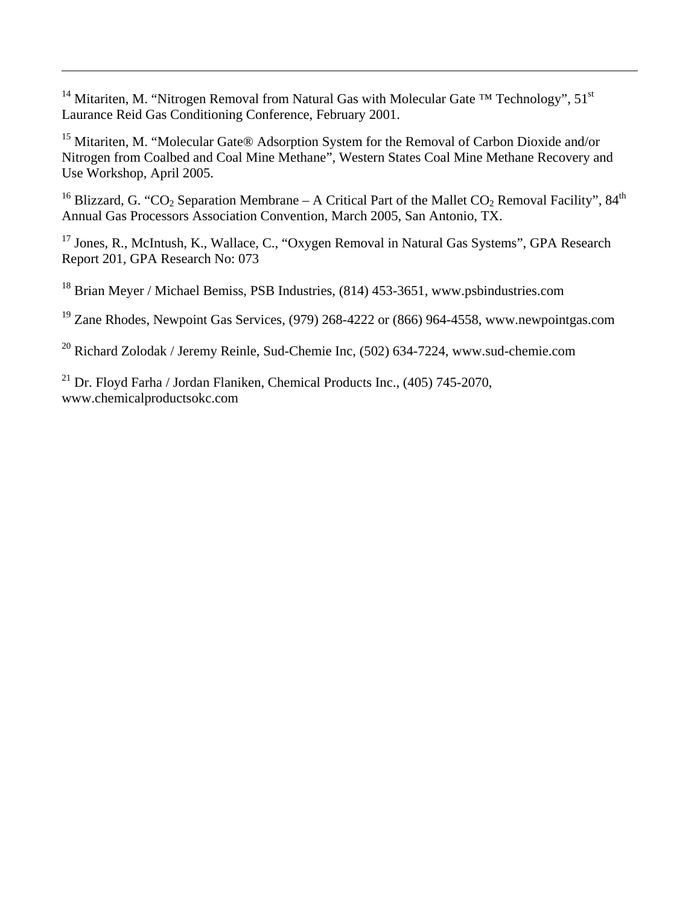[14] Mitariten, M. "Nitrogen Removal from Natural Gas with Molecular Gate ™ Technology", 51st Laurance Reid Gas Conditioning Conference, February 2001.

[15] Mitariten, M. "Molecular Gate® Adsorption System for the Removal of Carbon Dioxide and/or Nitrogen from Coalbed and Coal Mine Methane", Western States Coal Mine Methane Recovery and Use Workshop, April 2005.

[16] Blizzard, G. "$CO_2$ Separation Membrane – A Critical Part of the Mallet $CO_2$ Removal Facility", 84th Annual Gas Processors Association Convention, March 2005, San Antonio, TX.

[17] Jones, R., McIntush, K., Wallace, C., "Oxygen Removal in Natural Gas Systems", GPA Research Report 201, GPA Research No: 073

[18] Brian Meyer / Michael Bemiss, PSB Industries, (814) 453-3651, www.psbindustries.com

[19] Zane Rhodes, Newpoint Gas Services, (979) 268-4222 or (866) 964-4558, www.newpointgas.com

[20] Richard Zolodak / Jeremy Reinle, Sud-Chemie Inc, (502) 634-7224, www.sud-chemie.com

[21] Dr. Floyd Farha / Jordan Flaniken, Chemical Products Inc., (405) 745-2070, www.chemicalproductsokc.com